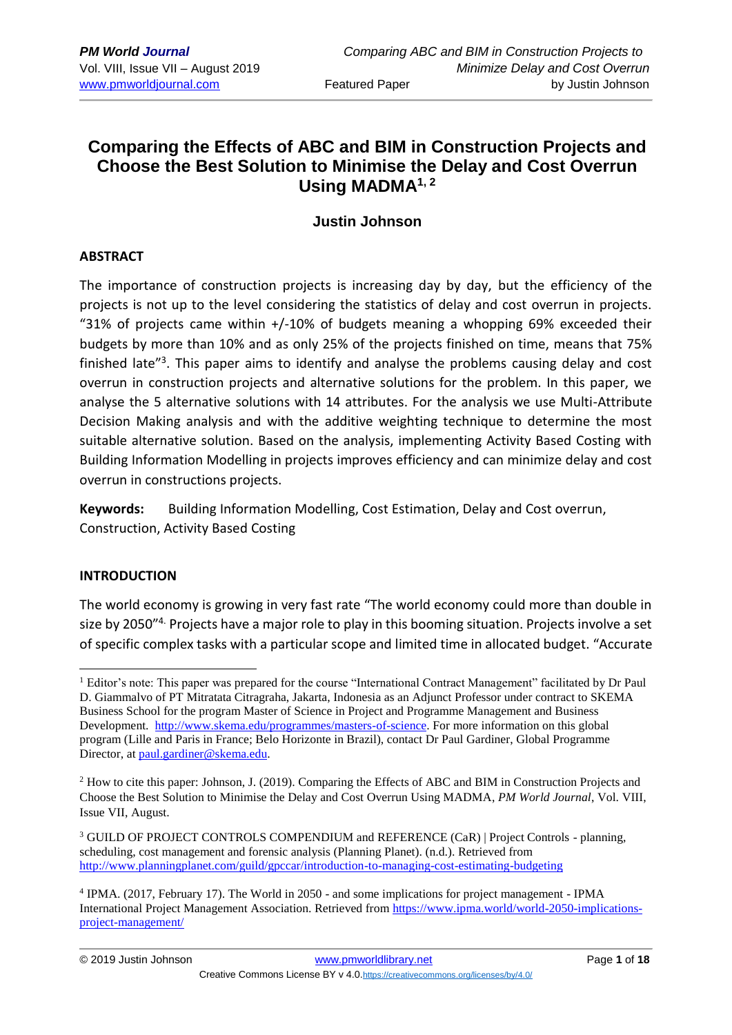# Comparing the Effects of ABC and BIM in Construction Projects and Choose the Best Solution to Minimise the Delay and Cost Overrun Using MADMA[1, 2]

### Justin Johnson

## ABSTRACT

The importance of construction projects is increasing day by day, but the efficiency of the projects is not up to the level considering the statistics of delay and cost overrun in projects. "31% of projects came within +/-10% of budgets meaning a whopping 69% exceeded their budgets by more than 10% and as only 25% of the projects finished on time, means that 75% finished late"[3]. This paper aims to identify and analyse the problems causing delay and cost overrun in construction projects and alternative solutions for the problem. In this paper, we analyse the 5 alternative solutions with 14 attributes. For the analysis we use Multi-Attribute Decision Making analysis and with the additive weighting technique to determine the most suitable alternative solution. Based on the analysis, implementing Activity Based Costing with Building Information Modelling in projects improves efficiency and can minimize delay and cost overrun in constructions projects.

**Keywords:** Building Information Modelling, Cost Estimation, Delay and Cost overrun, Construction, Activity Based Costing

## INTRODUCTION

The world economy is growing in very fast rate "The world economy could more than double in size by 2050"[4]. Projects have a major role to play in this booming situation. Projects involve a set of specific complex tasks with a particular scope and limited time in allocated budget. "Accurate

---

[1] Editor's note: This paper was prepared for the course "International Contract Management" facilitated by Dr Paul D. Giammalvo of PT Mitratata Citragraha, Jakarta, Indonesia as an Adjunct Professor under contract to SKEMA Business School for the program Master of Science in Project and Programme Management and Business Development. http://www.skema.edu/programmes/masters-of-science. For more information on this global program (Lille and Paris in France; Belo Horizonte in Brazil), contact Dr Paul Gardiner, Global Programme Director, at paul.gardiner@skema.edu.

[2] How to cite this paper: Johnson, J. (2019). Comparing the Effects of ABC and BIM in Construction Projects and Choose the Best Solution to Minimise the Delay and Cost Overrun Using MADMA, *PM World Journal*, Vol. VIII, Issue VII, August.

[3] GUILD OF PROJECT CONTROLS COMPENDIUM and REFERENCE (CaR) | Project Controls - planning, scheduling, cost management and forensic analysis (Planning Planet). (n.d.). Retrieved from http://www.planningplanet.com/guild/gpccar/introduction-to-managing-cost-estimating-budgeting

[4] IPMA. (2017, February 17). The World in 2050 - and some implications for project management - IPMA International Project Management Association. Retrieved from https://www.ipma.world/world-2050-implications-project-management/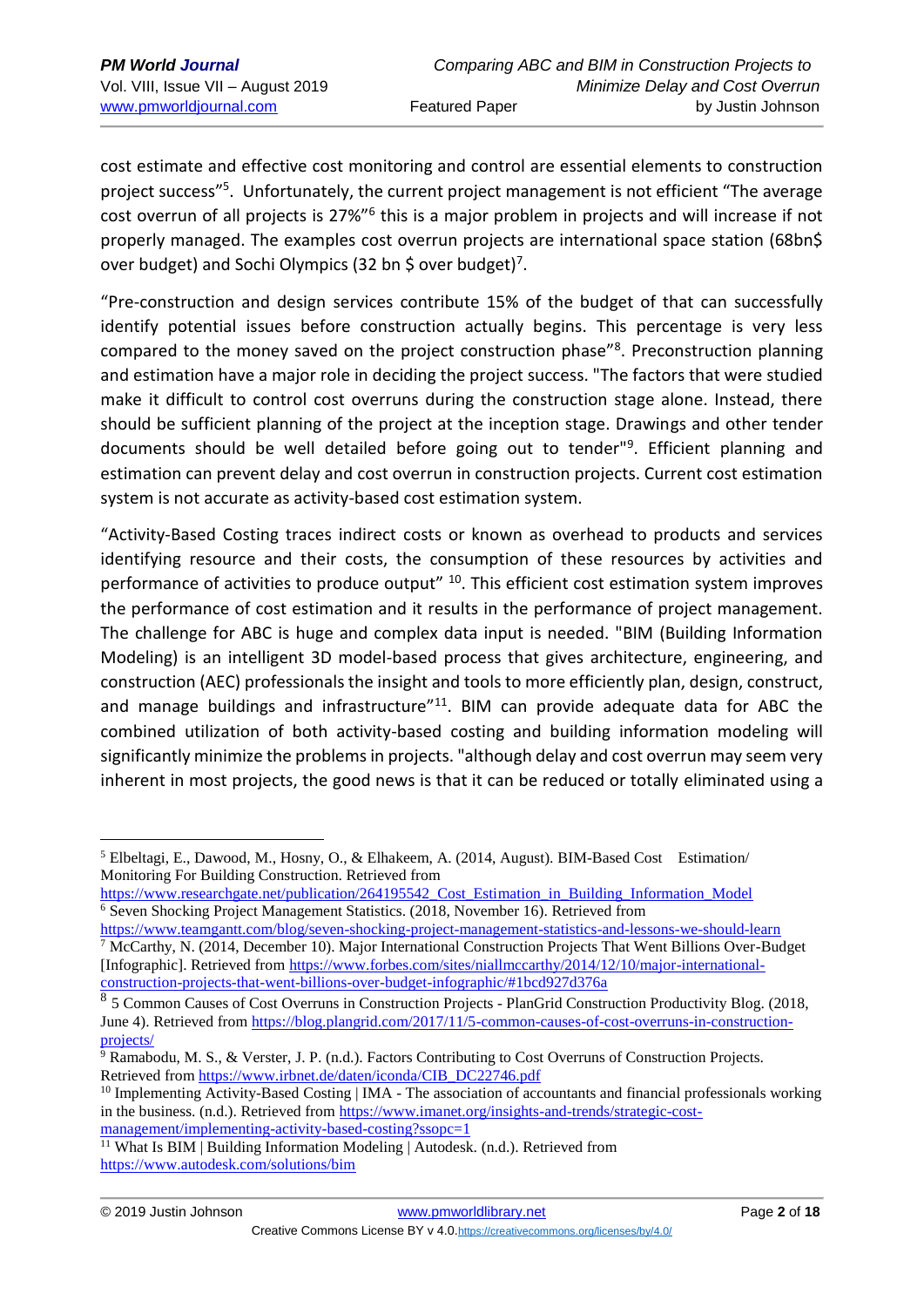cost estimate and effective cost monitoring and control are essential elements to construction project success"[5]. Unfortunately, the current project management is not efficient "The average cost overrun of all projects is 27%"[6] this is a major problem in projects and will increase if not properly managed. The examples cost overrun projects are international space station (68bn$ over budget) and Sochi Olympics (32 bn $ over budget)[7].

"Pre-construction and design services contribute 15% of the budget of that can successfully identify potential issues before construction actually begins. This percentage is very less compared to the money saved on the project construction phase"[8]. Preconstruction planning and estimation have a major role in deciding the project success. "The factors that were studied make it difficult to control cost overruns during the construction stage alone. Instead, there should be sufficient planning of the project at the inception stage. Drawings and other tender documents should be well detailed before going out to tender"[9]. Efficient planning and estimation can prevent delay and cost overrun in construction projects. Current cost estimation system is not accurate as activity-based cost estimation system.

"Activity-Based Costing traces indirect costs or known as overhead to products and services identifying resource and their costs, the consumption of these resources by activities and performance of activities to produce output" [10]. This efficient cost estimation system improves the performance of cost estimation and it results in the performance of project management. The challenge for ABC is huge and complex data input is needed. "BIM (Building Information Modeling) is an intelligent 3D model-based process that gives architecture, engineering, and construction (AEC) professionals the insight and tools to more efficiently plan, design, construct, and manage buildings and infrastructure"[11]. BIM can provide adequate data for ABC the combined utilization of both activity-based costing and building information modeling will significantly minimize the problems in projects. "although delay and cost overrun may seem very inherent in most projects, the good news is that it can be reduced or totally eliminated using a

---

[5] Elbeltagi, E., Dawood, M., Hosny, O., & Elhakeem, A. (2014, August). BIM-Based Cost Estimation/ Monitoring For Building Construction. Retrieved from https://www.researchgate.net/publication/264195542_Cost_Estimation_in_Building_Information_Model

[6] Seven Shocking Project Management Statistics. (2018, November 16). Retrieved from https://www.teamgantt.com/blog/seven-shocking-project-management-statistics-and-lessons-we-should-learn

[7] McCarthy, N. (2014, December 10). Major International Construction Projects That Went Billions Over-Budget [Infographic]. Retrieved from https://www.forbes.com/sites/niallmccarthy/2014/12/10/major-international-construction-projects-that-went-billions-over-budget-infographic/#1bcd927d376a

[8] 5 Common Causes of Cost Overruns in Construction Projects - PlanGrid Construction Productivity Blog. (2018, June 4). Retrieved from https://blog.plangrid.com/2017/11/5-common-causes-of-cost-overruns-in-construction-projects/

[9] Ramabodu, M. S., & Verster, J. P. (n.d.). Factors Contributing to Cost Overruns of Construction Projects. Retrieved from https://www.irbnet.de/daten/iconda/CIB_DC22746.pdf

[10] Implementing Activity-Based Costing | IMA - The association of accountants and financial professionals working in the business. (n.d.). Retrieved from https://www.imanet.org/insights-and-trends/strategic-cost-management/implementing-activity-based-costing?ssopc=1

[11] What Is BIM | Building Information Modeling | Autodesk. (n.d.). Retrieved from https://www.autodesk.com/solutions/bim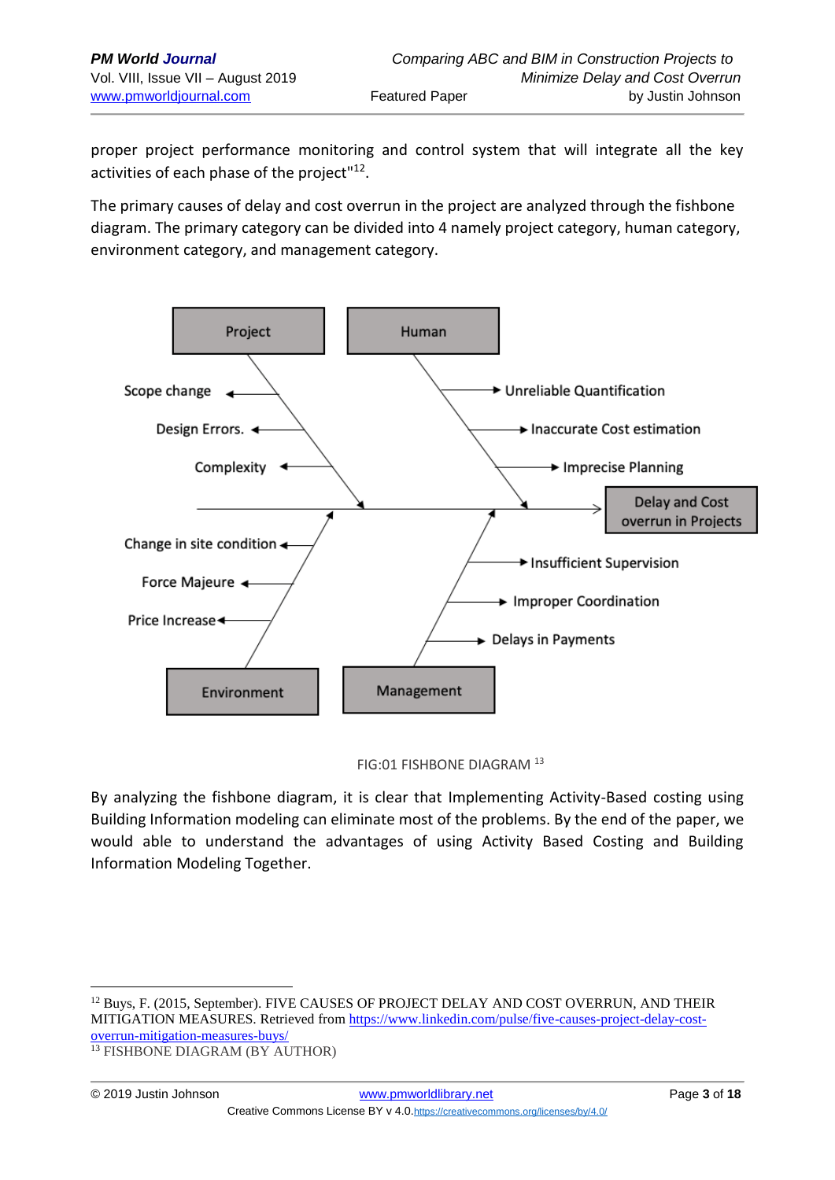proper project performance monitoring and control system that will integrate all the key activities of each phase of the project"[12].

The primary causes of delay and cost overrun in the project are analyzed through the fishbone diagram. The primary category can be divided into 4 namely project category, human category, environment category, and management category.

Project

Scope change

Design Errors.

Complexity

Human

Unreliable Quantification

Inaccurate Cost estimation

Imprecise Planning

Delay and Cost overrun in Projects

Change in site condition

Force Majeure

Price Increase

Environment

Insufficient Supervision

Improper Coordination

Delays in Payments

Management

FIG:01 FISHBONE DIAGRAM [13]

By analyzing the fishbone diagram, it is clear that Implementing Activity-Based costing using Building Information modeling can eliminate most of the problems. By the end of the paper, we would able to understand the advantages of using Activity Based Costing and Building Information Modeling Together.

---

[12] Buys, F. (2015, September). FIVE CAUSES OF PROJECT DELAY AND COST OVERRUN, AND THEIR MITIGATION MEASURES. Retrieved from https://www.linkedin.com/pulse/five-causes-project-delay-cost-overrun-mitigation-measures-buys/

[13] FISHBONE DIAGRAM (BY AUTHOR)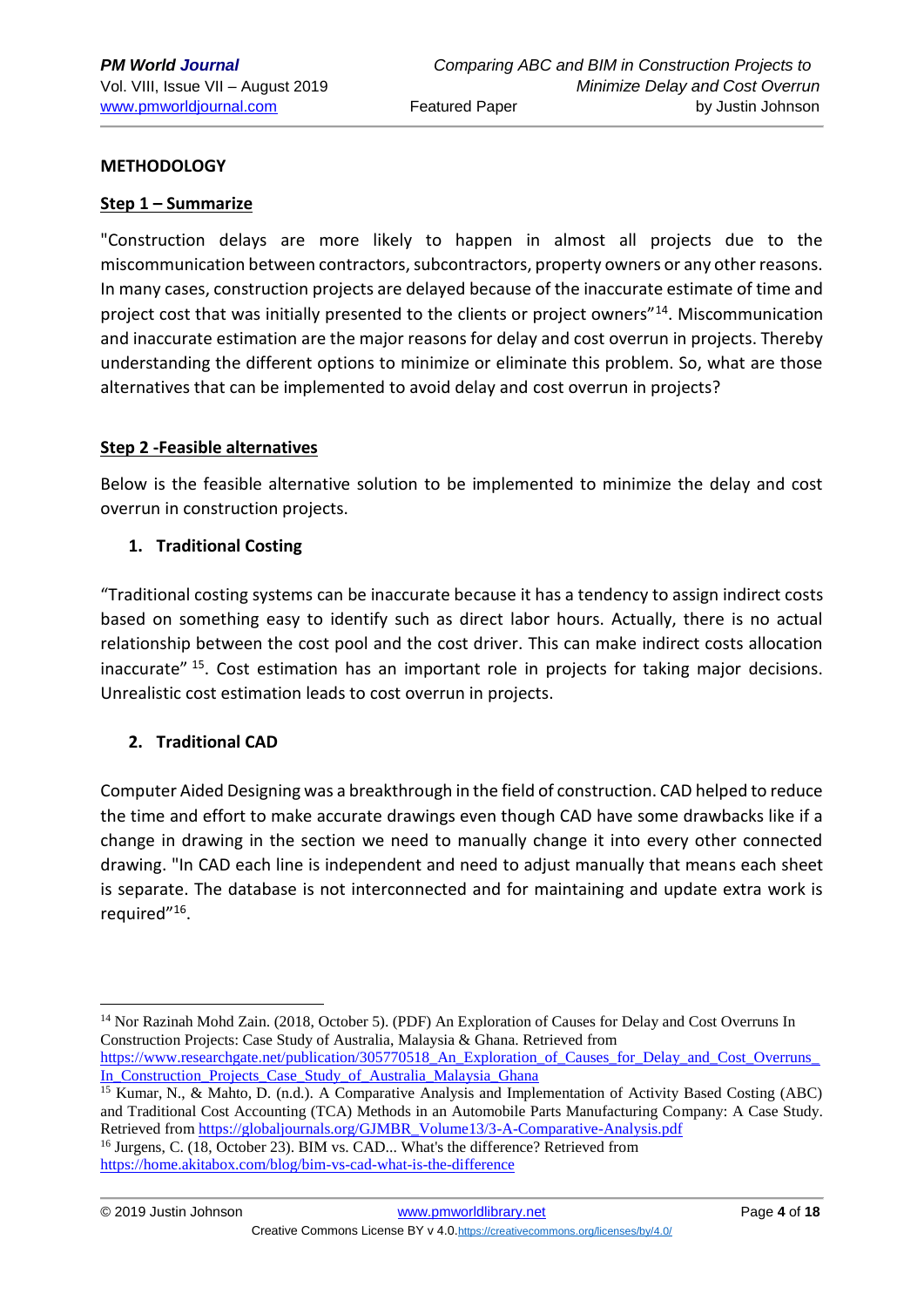## METHODOLOGY

### Step 1 – Summarize

"Construction delays are more likely to happen in almost all projects due to the miscommunication between contractors, subcontractors, property owners or any other reasons. In many cases, construction projects are delayed because of the inaccurate estimate of time and project cost that was initially presented to the clients or project owners"[14]. Miscommunication and inaccurate estimation are the major reasons for delay and cost overrun in projects. Thereby understanding the different options to minimize or eliminate this problem. So, what are those alternatives that can be implemented to avoid delay and cost overrun in projects?

### Step 2 -Feasible alternatives

Below is the feasible alternative solution to be implemented to minimize the delay and cost overrun in construction projects.

1. **Traditional Costing**

"Traditional costing systems can be inaccurate because it has a tendency to assign indirect costs based on something easy to identify such as direct labor hours. Actually, there is no actual relationship between the cost pool and the cost driver. This can make indirect costs allocation inaccurate" [15]. Cost estimation has an important role in projects for taking major decisions. Unrealistic cost estimation leads to cost overrun in projects.

2. **Traditional CAD**

Computer Aided Designing was a breakthrough in the field of construction. CAD helped to reduce the time and effort to make accurate drawings even though CAD have some drawbacks like if a change in drawing in the section we need to manually change it into every other connected drawing. "In CAD each line is independent and need to adjust manually that means each sheet is separate. The database is not interconnected and for maintaining and update extra work is required"[16].

---

[14] Nor Razinah Mohd Zain. (2018, October 5). (PDF) An Exploration of Causes for Delay and Cost Overruns In Construction Projects: Case Study of Australia, Malaysia & Ghana. Retrieved from https://www.researchgate.net/publication/305770518_An_Exploration_of_Causes_for_Delay_and_Cost_Overruns_In_Construction_Projects_Case_Study_of_Australia_Malaysia_Ghana

[15] Kumar, N., & Mahto, D. (n.d.). A Comparative Analysis and Implementation of Activity Based Costing (ABC) and Traditional Cost Accounting (TCA) Methods in an Automobile Parts Manufacturing Company: A Case Study. Retrieved from https://globaljournals.org/GJMBR_Volume13/3-A-Comparative-Analysis.pdf

[16] Jurgens, C. (18, October 23). BIM vs. CAD... What's the difference? Retrieved from https://home.akitabox.com/blog/bim-vs-cad-what-is-the-difference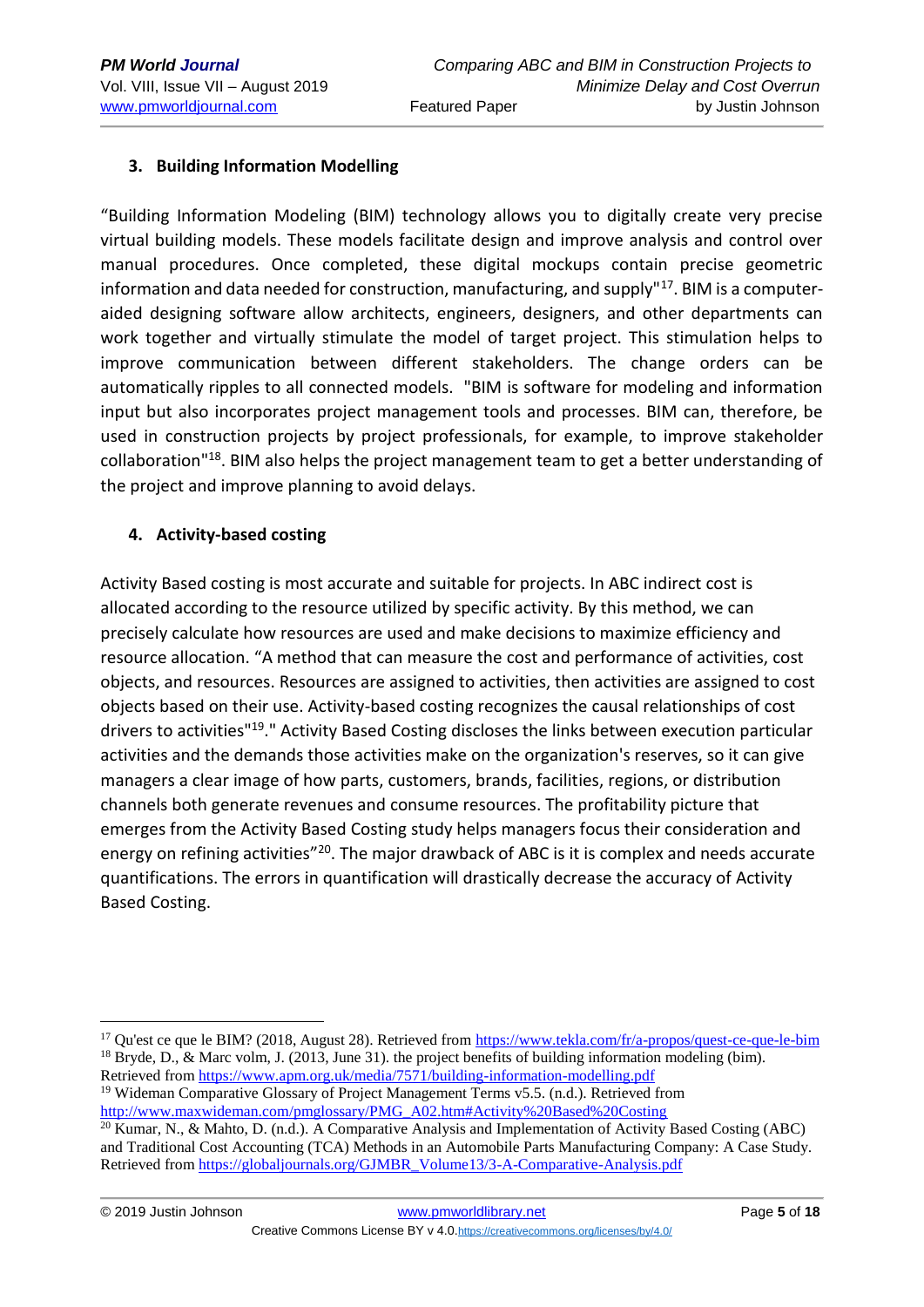### 3. Building Information Modelling

"Building Information Modeling (BIM) technology allows you to digitally create very precise virtual building models. These models facilitate design and improve analysis and control over manual procedures. Once completed, these digital mockups contain precise geometric information and data needed for construction, manufacturing, and supply"[17]. BIM is a computer-aided designing software allow architects, engineers, designers, and other departments can work together and virtually stimulate the model of target project. This stimulation helps to improve communication between different stakeholders. The change orders can be automatically ripples to all connected models. "BIM is software for modeling and information input but also incorporates project management tools and processes. BIM can, therefore, be used in construction projects by project professionals, for example, to improve stakeholder collaboration"[18]. BIM also helps the project management team to get a better understanding of the project and improve planning to avoid delays.

### 4. Activity-based costing

Activity Based costing is most accurate and suitable for projects. In ABC indirect cost is allocated according to the resource utilized by specific activity. By this method, we can precisely calculate how resources are used and make decisions to maximize efficiency and resource allocation. "A method that can measure the cost and performance of activities, cost objects, and resources. Resources are assigned to activities, then activities are assigned to cost objects based on their use. Activity-based costing recognizes the causal relationships of cost drivers to activities"[19]." Activity Based Costing discloses the links between execution particular activities and the demands those activities make on the organization's reserves, so it can give managers a clear image of how parts, customers, brands, facilities, regions, or distribution channels both generate revenues and consume resources. The profitability picture that emerges from the Activity Based Costing study helps managers focus their consideration and energy on refining activities"[20]. The major drawback of ABC is it is complex and needs accurate quantifications. The errors in quantification will drastically decrease the accuracy of Activity Based Costing.

---

[17] Qu'est ce que le BIM? (2018, August 28). Retrieved from https://www.tekla.com/fr/a-propos/quest-ce-que-le-bim

[18] Bryde, D., & Marc volm, J. (2013, June 31). the project benefits of building information modeling (bim). Retrieved from https://www.apm.org.uk/media/7571/building-information-modelling.pdf

[19] Wideman Comparative Glossary of Project Management Terms v5.5. (n.d.). Retrieved from http://www.maxwideman.com/pmglossary/PMG_A02.htm#Activity%20Based%20Costing

[20] Kumar, N., & Mahto, D. (n.d.). A Comparative Analysis and Implementation of Activity Based Costing (ABC) and Traditional Cost Accounting (TCA) Methods in an Automobile Parts Manufacturing Company: A Case Study. Retrieved from https://globaljournals.org/GJMBR_Volume13/3-A-Comparative-Analysis.pdf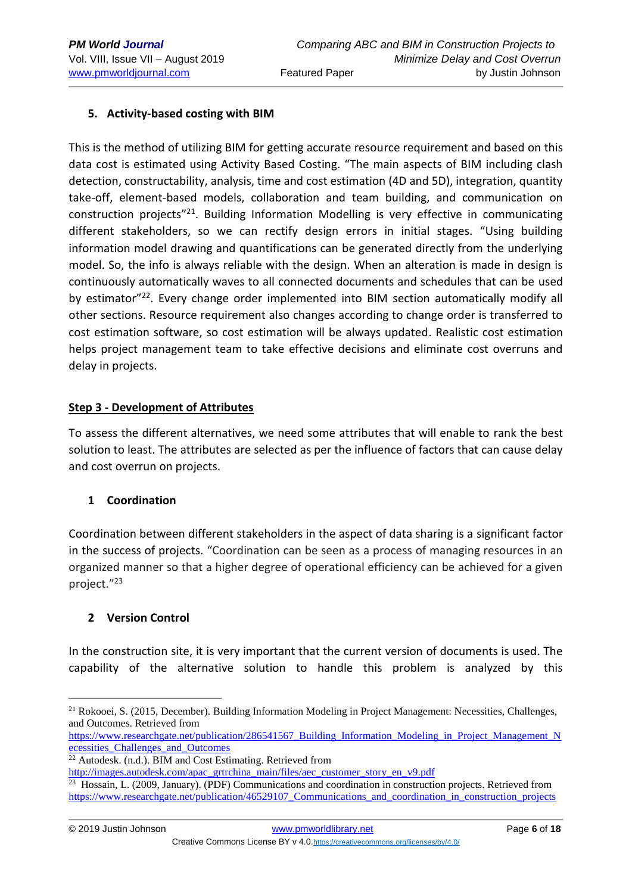### 5. Activity-based costing with BIM

This is the method of utilizing BIM for getting accurate resource requirement and based on this data cost is estimated using Activity Based Costing. "The main aspects of BIM including clash detection, constructability, analysis, time and cost estimation (4D and 5D), integration, quantity take-off, element-based models, collaboration and team building, and communication on construction projects"[21]. Building Information Modelling is very effective in communicating different stakeholders, so we can rectify design errors in initial stages. "Using building information model drawing and quantifications can be generated directly from the underlying model. So, the info is always reliable with the design. When an alteration is made in design is continuously automatically waves to all connected documents and schedules that can be used by estimator"[22]. Every change order implemented into BIM section automatically modify all other sections. Resource requirement also changes according to change order is transferred to cost estimation software, so cost estimation will be always updated. Realistic cost estimation helps project management team to take effective decisions and eliminate cost overruns and delay in projects.

**Step 3 - Development of Attributes**

To assess the different alternatives, we need some attributes that will enable to rank the best solution to least. The attributes are selected as per the influence of factors that can cause delay and cost overrun on projects.

### 1 Coordination

Coordination between different stakeholders in the aspect of data sharing is a significant factor in the success of projects. "Coordination can be seen as a process of managing resources in an organized manner so that a higher degree of operational efficiency can be achieved for a given project."[23]

### 2 Version Control

In the construction site, it is very important that the current version of documents is used. The capability of the alternative solution to handle this problem is analyzed by this

---

[21] Rokooei, S. (2015, December). Building Information Modeling in Project Management: Necessities, Challenges, and Outcomes. Retrieved from https://www.researchgate.net/publication/286541567_Building_Information_Modeling_in_Project_Management_Necessities_Challenges_and_Outcomes

[22] Autodesk. (n.d.). BIM and Cost Estimating. Retrieved from http://images.autodesk.com/apac_grtrchina_main/files/aec_customer_story_en_v9.pdf

[23] Hossain, L. (2009, January). (PDF) Communications and coordination in construction projects. Retrieved from https://www.researchgate.net/publication/46529107_Communications_and_coordination_in_construction_projects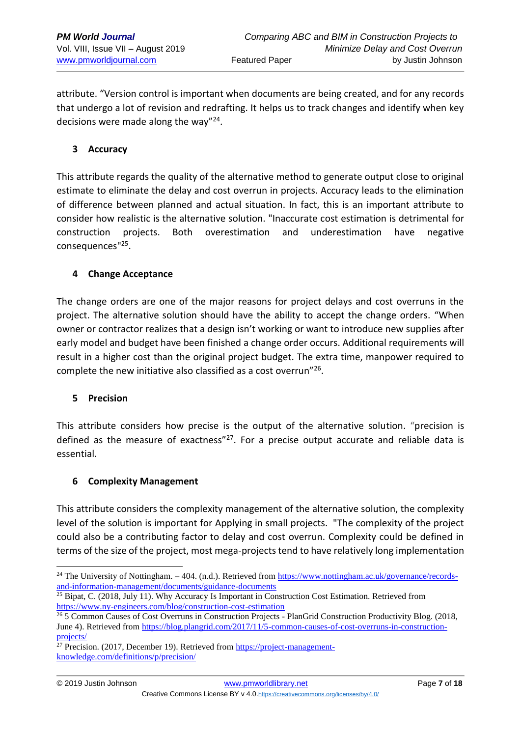attribute. "Version control is important when documents are being created, and for any records that undergo a lot of revision and redrafting. It helps us to track changes and identify when key decisions were made along the way"[24].

### 3 Accuracy

This attribute regards the quality of the alternative method to generate output close to original estimate to eliminate the delay and cost overrun in projects. Accuracy leads to the elimination of difference between planned and actual situation. In fact, this is an important attribute to consider how realistic is the alternative solution. "Inaccurate cost estimation is detrimental for construction projects. Both overestimation and underestimation have negative consequences"[25].

### 4 Change Acceptance

The change orders are one of the major reasons for project delays and cost overruns in the project. The alternative solution should have the ability to accept the change orders. "When owner or contractor realizes that a design isn't working or want to introduce new supplies after early model and budget have been finished a change order occurs. Additional requirements will result in a higher cost than the original project budget. The extra time, manpower required to complete the new initiative also classified as a cost overrun"[26].

### 5 Precision

This attribute considers how precise is the output of the alternative solution. "precision is defined as the measure of exactness"[27]. For a precise output accurate and reliable data is essential.

### 6 Complexity Management

This attribute considers the complexity management of the alternative solution, the complexity level of the solution is important for Applying in small projects. "The complexity of the project could also be a contributing factor to delay and cost overrun. Complexity could be defined in terms of the size of the project, most mega-projects tend to have relatively long implementation

---

[24] The University of Nottingham. – 404. (n.d.). Retrieved from https://www.nottingham.ac.uk/governance/records-and-information-management/documents/guidance-documents

[25] Bipat, C. (2018, July 11). Why Accuracy Is Important in Construction Cost Estimation. Retrieved from https://www.ny-engineers.com/blog/construction-cost-estimation

[26] 5 Common Causes of Cost Overruns in Construction Projects - PlanGrid Construction Productivity Blog. (2018, June 4). Retrieved from https://blog.plangrid.com/2017/11/5-common-causes-of-cost-overruns-in-construction-projects/

[27] Precision. (2017, December 19). Retrieved from https://project-management-knowledge.com/definitions/p/precision/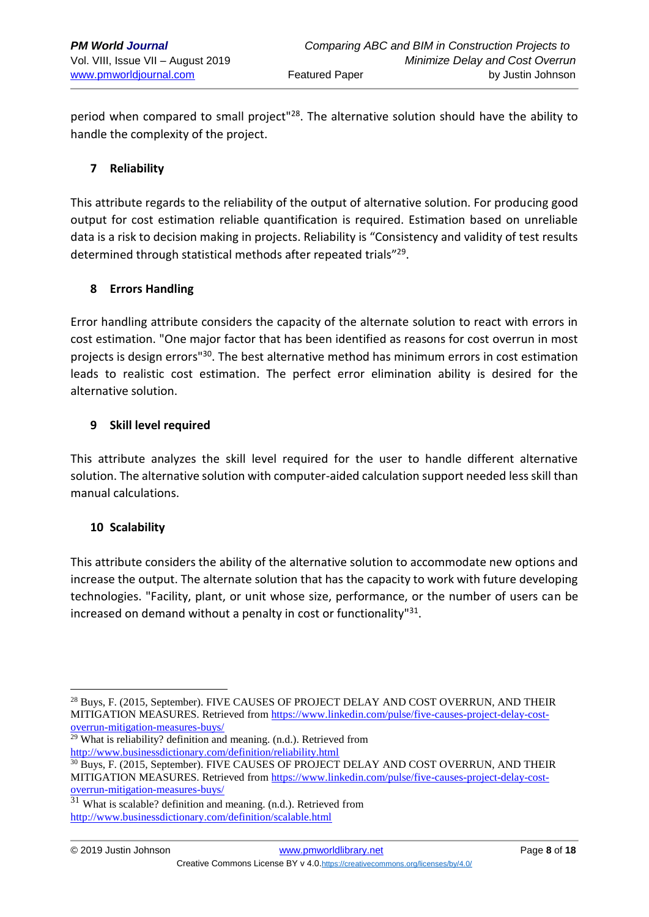period when compared to small project"[28]. The alternative solution should have the ability to handle the complexity of the project.

## 7 Reliability

This attribute regards to the reliability of the output of alternative solution. For producing good output for cost estimation reliable quantification is required. Estimation based on unreliable data is a risk to decision making in projects. Reliability is "Consistency and validity of test results determined through statistical methods after repeated trials"[29].

## 8 Errors Handling

Error handling attribute considers the capacity of the alternate solution to react with errors in cost estimation. "One major factor that has been identified as reasons for cost overrun in most projects is design errors"[30]. The best alternative method has minimum errors in cost estimation leads to realistic cost estimation. The perfect error elimination ability is desired for the alternative solution.

## 9 Skill level required

This attribute analyzes the skill level required for the user to handle different alternative solution. The alternative solution with computer-aided calculation support needed less skill than manual calculations.

## 10 Scalability

This attribute considers the ability of the alternative solution to accommodate new options and increase the output. The alternate solution that has the capacity to work with future developing technologies. "Facility, plant, or unit whose size, performance, or the number of users can be increased on demand without a penalty in cost or functionality"[31].

---

[28] Buys, F. (2015, September). FIVE CAUSES OF PROJECT DELAY AND COST OVERRUN, AND THEIR MITIGATION MEASURES. Retrieved from https://www.linkedin.com/pulse/five-causes-project-delay-cost-overrun-mitigation-measures-buys/

[29] What is reliability? definition and meaning. (n.d.). Retrieved from http://www.businessdictionary.com/definition/reliability.html

[30] Buys, F. (2015, September). FIVE CAUSES OF PROJECT DELAY AND COST OVERRUN, AND THEIR MITIGATION MEASURES. Retrieved from https://www.linkedin.com/pulse/five-causes-project-delay-cost-overrun-mitigation-measures-buys/

[31] What is scalable? definition and meaning. (n.d.). Retrieved from http://www.businessdictionary.com/definition/scalable.html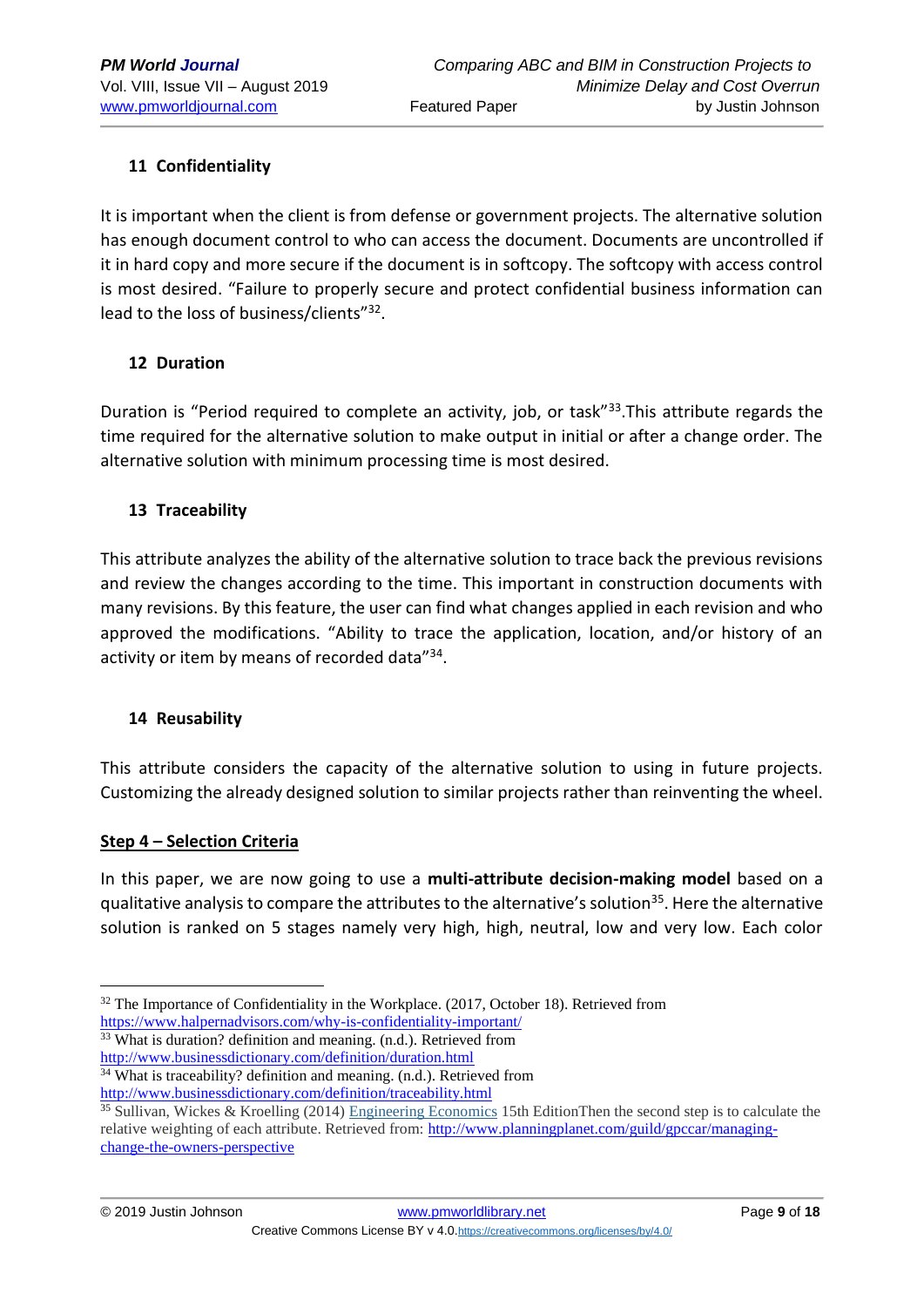## 11 Confidentiality

It is important when the client is from defense or government projects. The alternative solution has enough document control to who can access the document. Documents are uncontrolled if it in hard copy and more secure if the document is in softcopy. The softcopy with access control is most desired. "Failure to properly secure and protect confidential business information can lead to the loss of business/clients"[32].

## 12 Duration

Duration is "Period required to complete an activity, job, or task"[33].This attribute regards the time required for the alternative solution to make output in initial or after a change order. The alternative solution with minimum processing time is most desired.

## 13 Traceability

This attribute analyzes the ability of the alternative solution to trace back the previous revisions and review the changes according to the time. This important in construction documents with many revisions. By this feature, the user can find what changes applied in each revision and who approved the modifications. "Ability to trace the application, location, and/or history of an activity or item by means of recorded data"[34].

## 14 Reusability

This attribute considers the capacity of the alternative solution to using in future projects. Customizing the already designed solution to similar projects rather than reinventing the wheel.

**Step 4 – Selection Criteria**

In this paper, we are now going to use a **multi-attribute decision-making model** based on a qualitative analysis to compare the attributes to the alternative's solution[35]. Here the alternative solution is ranked on 5 stages namely very high, high, neutral, low and very low. Each color

---

[32] The Importance of Confidentiality in the Workplace. (2017, October 18). Retrieved from https://www.halpernadvisors.com/why-is-confidentiality-important/

[33] What is duration? definition and meaning. (n.d.). Retrieved from http://www.businessdictionary.com/definition/duration.html

[34] What is traceability? definition and meaning. (n.d.). Retrieved from http://www.businessdictionary.com/definition/traceability.html

[35] Sullivan, Wickes & Kroelling (2014) Engineering Economics 15th EditionThen the second step is to calculate the relative weighting of each attribute. Retrieved from: http://www.planningplanet.com/guild/gpccar/managing-change-the-owners-perspective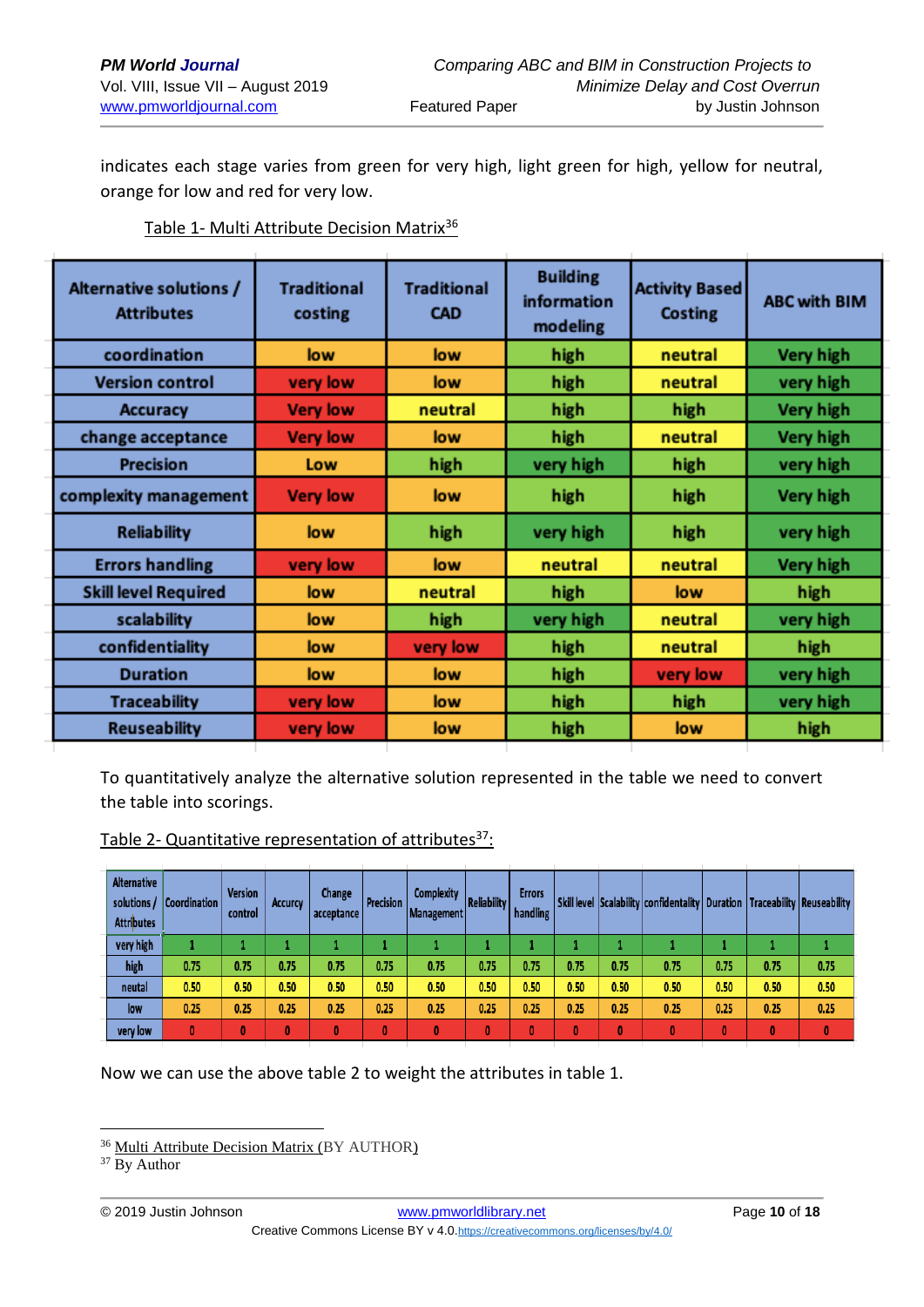indicates each stage varies from green for very high, light green for high, yellow for neutral, orange for low and red for very low.

Table 1- Multi Attribute Decision Matrix[36]

| Alternative solutions / Attributes | Traditional costing | Traditional CAD | Building information modeling | Activity Based Costing | ABC with BIM |
|---|---|---|---|---|---|
| coordination | low | low | high | neutral | Very high |
| Version control | very low | low | high | neutral | very high |
| Accuracy | Very low | neutral | high | high | Very high |
| change acceptance | Very low | low | high | neutral | Very high |
| Precision | Low | high | very high | high | very high |
| complexity management | Very low | low | high | high | Very high |
| Reliability | low | high | very high | high | very high |
| Errors handling | very low | low | neutral | neutral | Very high |
| Skill level Required | low | neutral | high | low | high |
| scalability | low | high | very high | neutral | very high |
| confidentiality | low | very low | high | neutral | high |
| Duration | low | low | high | very low | very high |
| Traceability | very low | low | high | high | very high |
| Reuseability | very low | low | high | low | high |

To quantitatively analyze the alternative solution represented in the table we need to convert the table into scorings.

Table 2- Quantitative representation of attributes[37]:

| Alternative solutions / Attributes | Coordination | Version control | Accurcy | Change acceptance | Precision | Complexity Management | Reliability | Errors handling | Skill level | Scalability | confidentiality | Duration | Traceability | Reuseability |
|---|---|---|---|---|---|---|---|---|---|---|---|---|---|---|
| very high | 1 | 1 | 1 | 1 | 1 | 1 | 1 | 1 | 1 | 1 | 1 | 1 | 1 | 1 |
| high | 0.75 | 0.75 | 0.75 | 0.75 | 0.75 | 0.75 | 0.75 | 0.75 | 0.75 | 0.75 | 0.75 | 0.75 | 0.75 | 0.75 |
| neutal | 0.50 | 0.50 | 0.50 | 0.50 | 0.50 | 0.50 | 0.50 | 0.50 | 0.50 | 0.50 | 0.50 | 0.50 | 0.50 | 0.50 |
| low | 0.25 | 0.25 | 0.25 | 0.25 | 0.25 | 0.25 | 0.25 | 0.25 | 0.25 | 0.25 | 0.25 | 0.25 | 0.25 | 0.25 |
| very low | 0 | 0 | 0 | 0 | 0 | 0 | 0 | 0 | 0 | 0 | 0 | 0 | 0 | 0 |

Now we can use the above table 2 to weight the attributes in table 1.

---

[36] Multi Attribute Decision Matrix (BY AUTHOR)

[37] By Author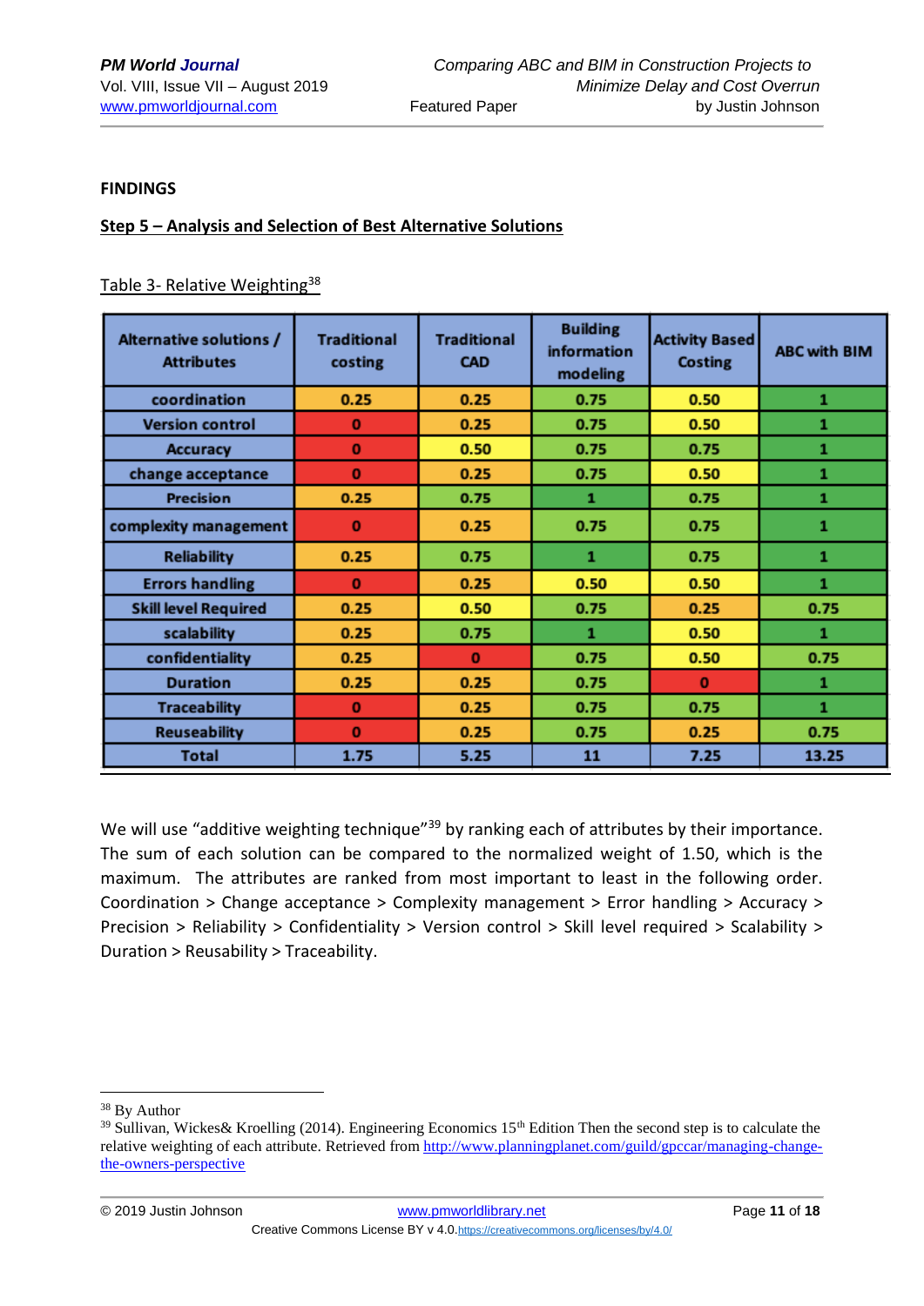**FINDINGS**

**Step 5 – Analysis and Selection of Best Alternative Solutions**

Table 3- Relative Weighting[38]

| Alternative solutions / Attributes | Traditional costing | Traditional CAD | Building information modeling | Activity Based Costing | ABC with BIM |
|---|---|---|---|---|---|
| coordination | 0.25 | 0.25 | 0.75 | 0.50 | 1 |
| Version control | 0 | 0.25 | 0.75 | 0.50 | 1 |
| Accuracy | 0 | 0.50 | 0.75 | 0.75 | 1 |
| change acceptance | 0 | 0.25 | 0.75 | 0.50 | 1 |
| Precision | 0.25 | 0.75 | 1 | 0.75 | 1 |
| complexity management | 0 | 0.25 | 0.75 | 0.75 | 1 |
| Reliability | 0.25 | 0.75 | 1 | 0.75 | 1 |
| Errors handling | 0 | 0.25 | 0.50 | 0.50 | 1 |
| Skill level Required | 0.25 | 0.50 | 0.75 | 0.25 | 0.75 |
| scalability | 0.25 | 0.75 | 1 | 0.50 | 1 |
| confidentiality | 0.25 | 0 | 0.75 | 0.50 | 0.75 |
| Duration | 0.25 | 0.25 | 0.75 | 0 | 1 |
| Traceability | 0 | 0.25 | 0.75 | 0.75 | 1 |
| Reuseability | 0 | 0.25 | 0.75 | 0.25 | 0.75 |
| Total | 1.75 | 5.25 | 11 | 7.25 | 13.25 |

We will use "additive weighting technique"[39] by ranking each of attributes by their importance. The sum of each solution can be compared to the normalized weight of 1.50, which is the maximum. The attributes are ranked from most important to least in the following order. Coordination > Change acceptance > Complexity management > Error handling > Accuracy > Precision > Reliability > Confidentiality > Version control > Skill level required > Scalability > Duration > Reusability > Traceability.

---

[38] By Author

[39] Sullivan, Wickes& Kroelling (2014). Engineering Economics 15th Edition Then the second step is to calculate the relative weighting of each attribute. Retrieved from http://www.planningplanet.com/guild/gpccar/managing-change-the-owners-perspective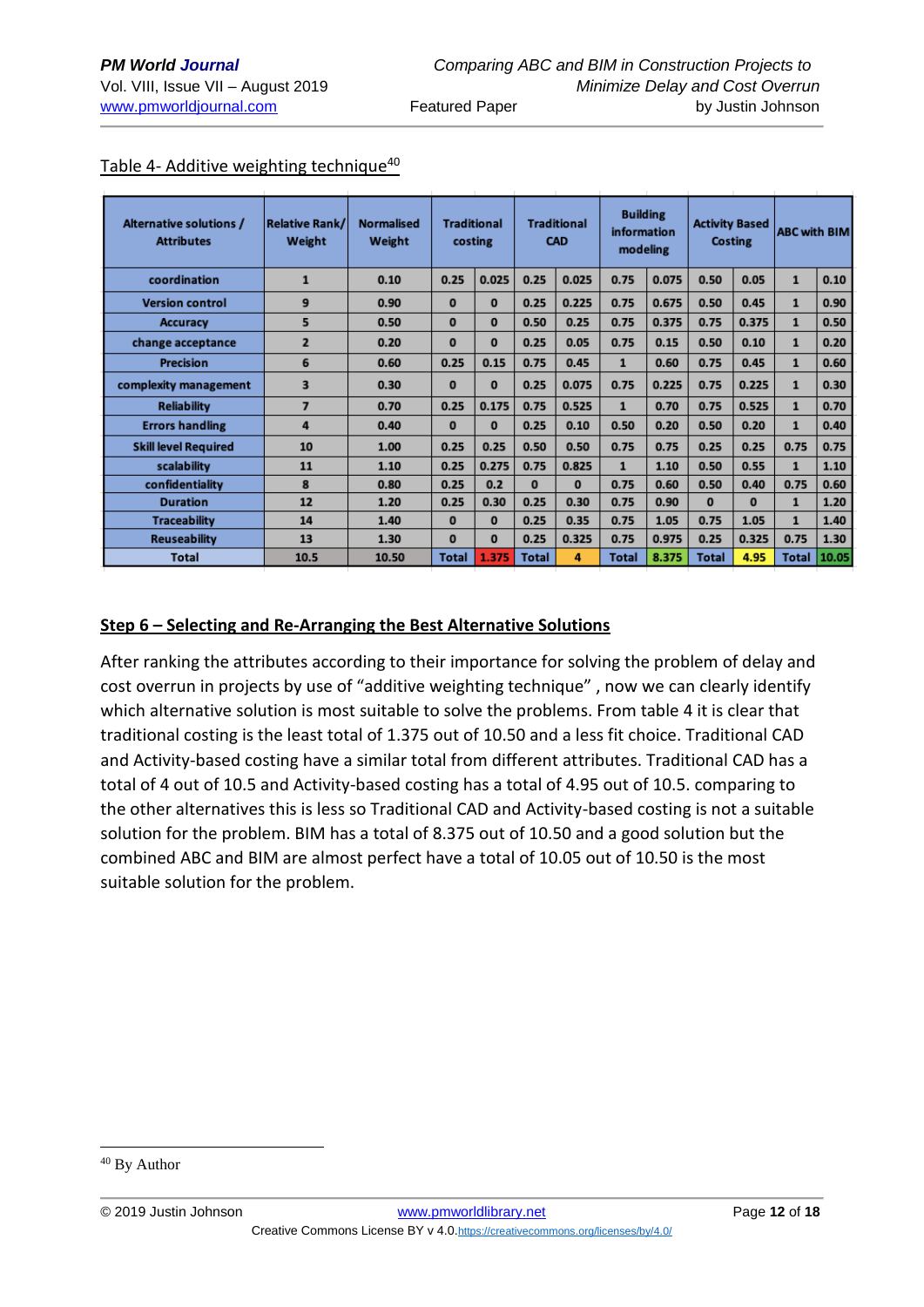Table 4- Additive weighting technique[40]

| Alternative solutions / Attributes | Relative Rank/ Weight | Normalised Weight | Traditional costing | | Traditional CAD | | Building information modeling | | Activity Based Costing | | ABC with BIM | |
|---|---|---|---|---|---|---|---|---|---|---|---|---|
| coordination | 1 | 0.10 | 0.25 | 0.025 | 0.25 | 0.025 | 0.75 | 0.075 | 0.50 | 0.05 | 1 | 0.10 |
| Version control | 9 | 0.90 | 0 | 0 | 0.25 | 0.225 | 0.75 | 0.675 | 0.50 | 0.45 | 1 | 0.90 |
| Accuracy | 5 | 0.50 | 0 | 0 | 0.50 | 0.25 | 0.75 | 0.375 | 0.75 | 0.375 | 1 | 0.50 |
| change acceptance | 2 | 0.20 | 0 | 0 | 0.25 | 0.05 | 0.75 | 0.15 | 0.50 | 0.10 | 1 | 0.20 |
| Precision | 6 | 0.60 | 0.25 | 0.15 | 0.75 | 0.45 | 1 | 0.60 | 0.75 | 0.45 | 1 | 0.60 |
| complexity management | 3 | 0.30 | 0 | 0 | 0.25 | 0.075 | 0.75 | 0.225 | 0.75 | 0.225 | 1 | 0.30 |
| Reliability | 7 | 0.70 | 0.25 | 0.175 | 0.75 | 0.525 | 1 | 0.70 | 0.75 | 0.525 | 1 | 0.70 |
| Errors handling | 4 | 0.40 | 0 | 0 | 0.25 | 0.10 | 0.50 | 0.20 | 0.50 | 0.20 | 1 | 0.40 |
| Skill level Required | 10 | 1.00 | 0.25 | 0.25 | 0.50 | 0.50 | 0.75 | 0.75 | 0.25 | 0.25 | 0.75 | 0.75 |
| scalability | 11 | 1.10 | 0.25 | 0.275 | 0.75 | 0.825 | 1 | 1.10 | 0.50 | 0.55 | 1 | 1.10 |
| confidentiality | 8 | 0.80 | 0.25 | 0.2 | 0 | 0 | 0.75 | 0.60 | 0.50 | 0.40 | 0.75 | 0.60 |
| Duration | 12 | 1.20 | 0.25 | 0.30 | 0.25 | 0.30 | 0.75 | 0.90 | 0 | 0 | 1 | 1.20 |
| Traceability | 14 | 1.40 | 0 | 0 | 0.25 | 0.35 | 0.75 | 1.05 | 0.75 | 1.05 | 1 | 1.40 |
| Reuseability | 13 | 1.30 | 0 | 0 | 0.25 | 0.325 | 0.75 | 0.975 | 0.25 | 0.325 | 0.75 | 1.30 |
| Total | 10.5 | 10.50 | Total | 1.375 | Total | 4 | Total | 8.375 | Total | 4.95 | Total | 10.05 |

## Step 6 – Selecting and Re-Arranging the Best Alternative Solutions

After ranking the attributes according to their importance for solving the problem of delay and cost overrun in projects by use of "additive weighting technique" , now we can clearly identify which alternative solution is most suitable to solve the problems. From table 4 it is clear that traditional costing is the least total of 1.375 out of 10.50 and a less fit choice. Traditional CAD and Activity-based costing have a similar total from different attributes. Traditional CAD has a total of 4 out of 10.5 and Activity-based costing has a total of 4.95 out of 10.5. comparing to the other alternatives this is less so Traditional CAD and Activity-based costing is not a suitable solution for the problem. BIM has a total of 8.375 out of 10.50 and a good solution but the combined ABC and BIM are almost perfect have a total of 10.05 out of 10.50 is the most suitable solution for the problem.

[40] By Author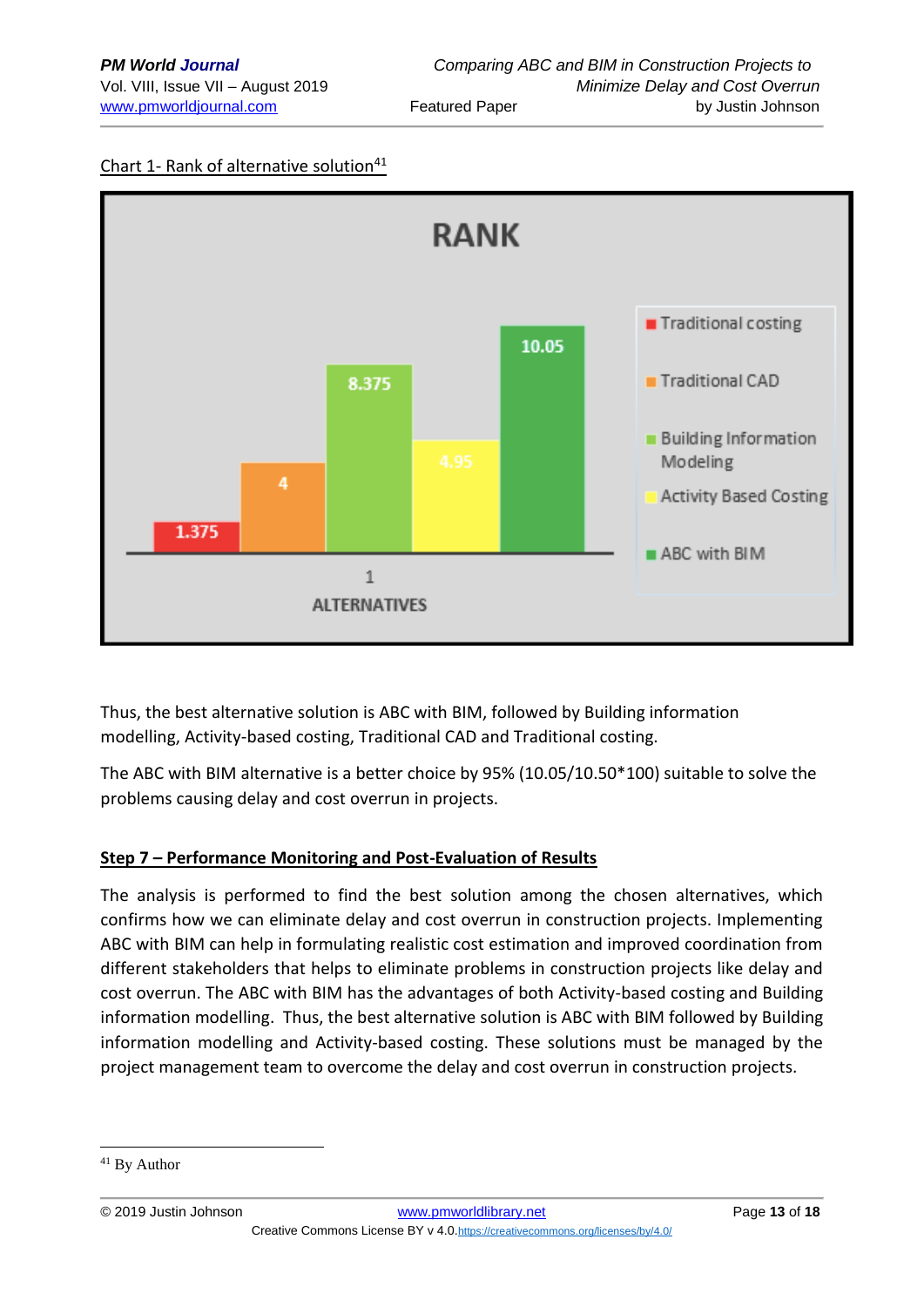Chart 1- Rank of alternative solution[41]

Thus, the best alternative solution is ABC with BIM, followed by Building information modelling, Activity-based costing, Traditional CAD and Traditional costing.

The ABC with BIM alternative is a better choice by 95% (10.05/10.50*100) suitable to solve the problems causing delay and cost overrun in projects.

**Step 7 – Performance Monitoring and Post-Evaluation of Results**

The analysis is performed to find the best solution among the chosen alternatives, which confirms how we can eliminate delay and cost overrun in construction projects. Implementing ABC with BIM can help in formulating realistic cost estimation and improved coordination from different stakeholders that helps to eliminate problems in construction projects like delay and cost overrun. The ABC with BIM has the advantages of both Activity-based costing and Building information modelling. Thus, the best alternative solution is ABC with BIM followed by Building information modelling and Activity-based costing. These solutions must be managed by the project management team to overcome the delay and cost overrun in construction projects.

---

[41] By Author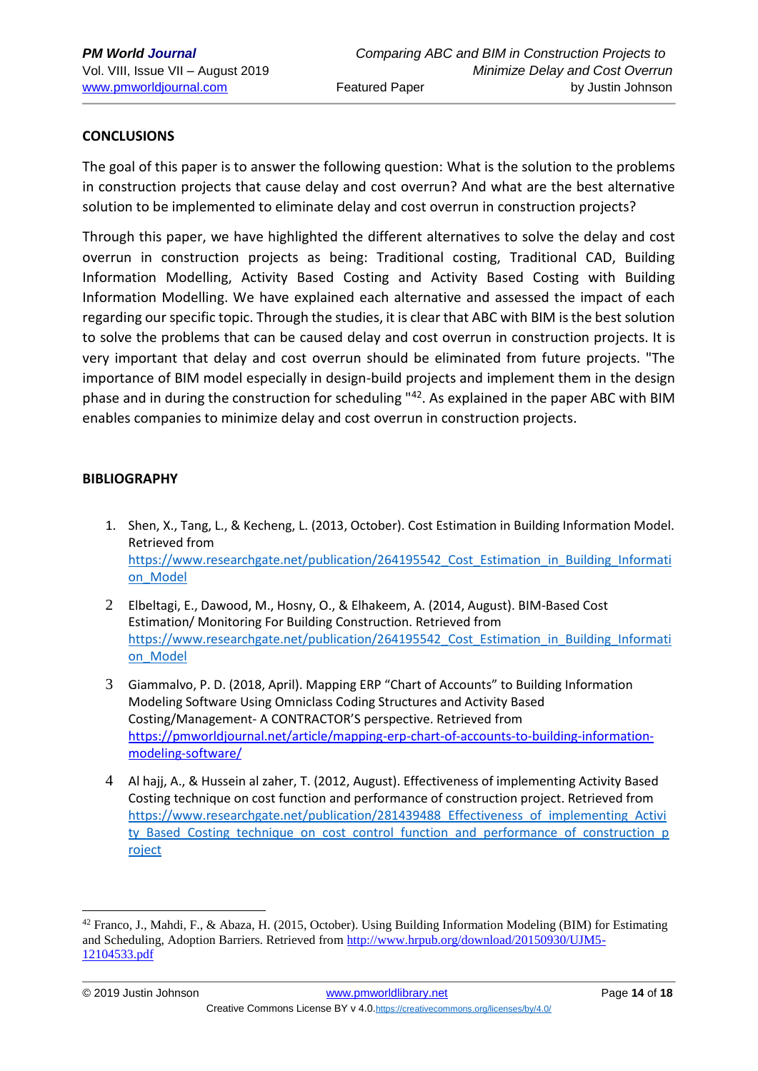## CONCLUSIONS

The goal of this paper is to answer the following question: What is the solution to the problems in construction projects that cause delay and cost overrun? And what are the best alternative solution to be implemented to eliminate delay and cost overrun in construction projects?

Through this paper, we have highlighted the different alternatives to solve the delay and cost overrun in construction projects as being: Traditional costing, Traditional CAD, Building Information Modelling, Activity Based Costing and Activity Based Costing with Building Information Modelling. We have explained each alternative and assessed the impact of each regarding our specific topic. Through the studies, it is clear that ABC with BIM is the best solution to solve the problems that can be caused delay and cost overrun in construction projects. It is very important that delay and cost overrun should be eliminated from future projects. "The importance of BIM model especially in design-build projects and implement them in the design phase and in during the construction for scheduling "[42]. As explained in the paper ABC with BIM enables companies to minimize delay and cost overrun in construction projects.

## BIBLIOGRAPHY

1. Shen, X., Tang, L., & Kecheng, L. (2013, October). Cost Estimation in Building Information Model. Retrieved from https://www.researchgate.net/publication/264195542_Cost_Estimation_in_Building_Information_Model
2. Elbeltagi, E., Dawood, M., Hosny, O., & Elhakeem, A. (2014, August). BIM-Based Cost Estimation/ Monitoring For Building Construction. Retrieved from https://www.researchgate.net/publication/264195542_Cost_Estimation_in_Building_Information_Model
3. Giammalvo, P. D. (2018, April). Mapping ERP "Chart of Accounts" to Building Information Modeling Software Using Omniclass Coding Structures and Activity Based Costing/Management- A CONTRACTOR'S perspective. Retrieved from https://pmworldjournal.net/article/mapping-erp-chart-of-accounts-to-building-information-modeling-software/
4. Al hajj, A., & Hussein al zaher, T. (2012, August). Effectiveness of implementing Activity Based Costing technique on cost function and performance of construction project. Retrieved from https://www.researchgate.net/publication/281439488_Effectiveness_of_implementing_Activity_Based_Costing_technique_on_cost_control_function_and_performance_of_construction_project

---

[42] Franco, J., Mahdi, F., & Abaza, H. (2015, October). Using Building Information Modeling (BIM) for Estimating and Scheduling, Adoption Barriers. Retrieved from http://www.hrpub.org/download/20150930/UJM5-12104533.pdf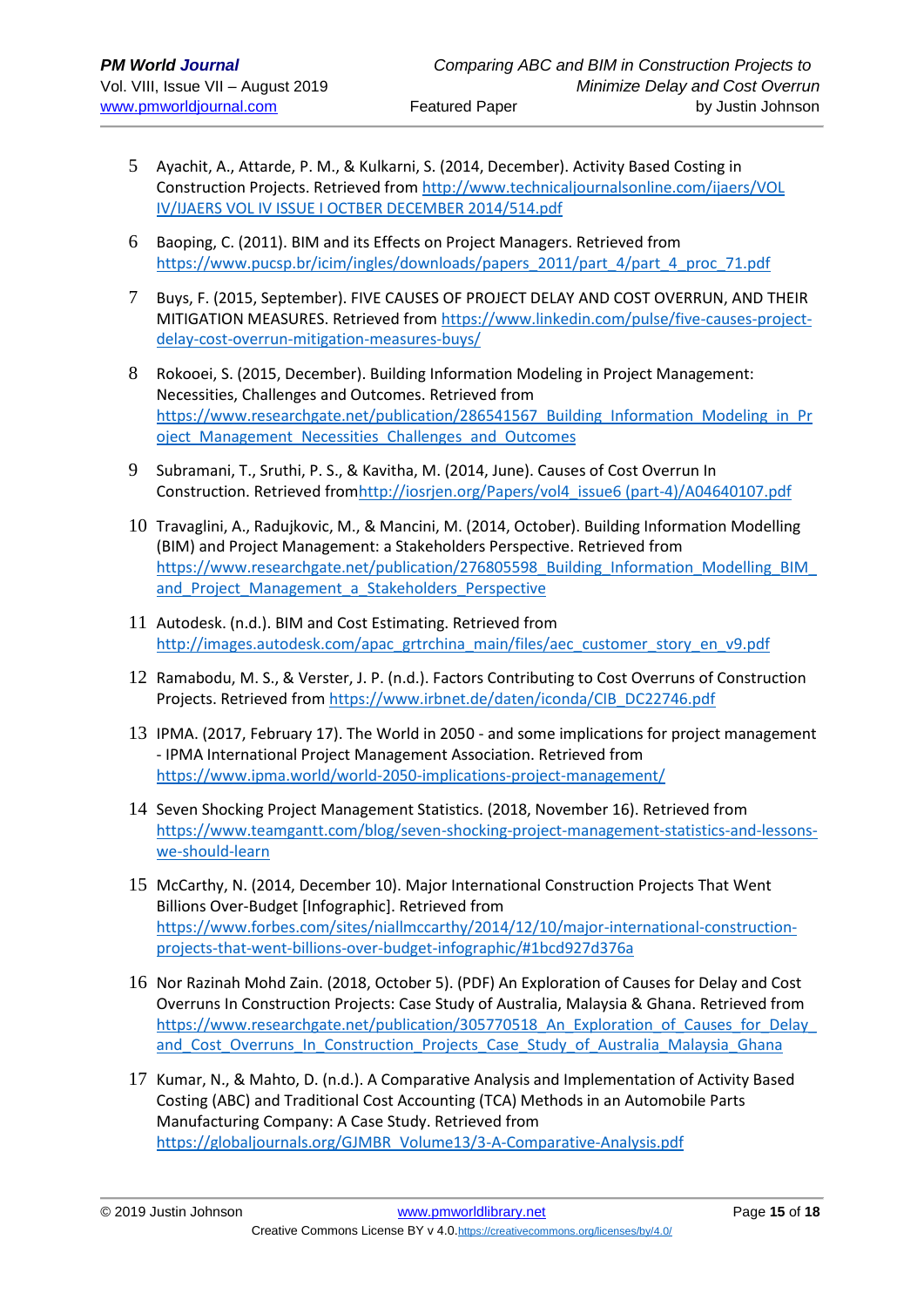5. Ayachit, A., Attarde, P. M., & Kulkarni, S. (2014, December). Activity Based Costing in Construction Projects. Retrieved from http://www.technicaljournalsonline.com/ijaers/VOL IV/IJAERS VOL IV ISSUE I OCTBER DECEMBER 2014/514.pdf

6. Baoping, C. (2011). BIM and its Effects on Project Managers. Retrieved from https://www.pucsp.br/icim/ingles/downloads/papers_2011/part_4/part_4_proc_71.pdf

7. Buys, F. (2015, September). FIVE CAUSES OF PROJECT DELAY AND COST OVERRUN, AND THEIR MITIGATION MEASURES. Retrieved from https://www.linkedin.com/pulse/five-causes-project-delay-cost-overrun-mitigation-measures-buys/

8. Rokooei, S. (2015, December). Building Information Modeling in Project Management: Necessities, Challenges and Outcomes. Retrieved from https://www.researchgate.net/publication/286541567_Building_Information_Modeling_in_Project_Management_Necessities_Challenges_and_Outcomes

9. Subramani, T., Sruthi, P. S., & Kavitha, M. (2014, June). Causes of Cost Overrun In Construction. Retrieved fromhttp://iosrjen.org/Papers/vol4_issue6 (part-4)/A04640107.pdf

10. Travaglini, A., Radujkovic, M., & Mancini, M. (2014, October). Building Information Modelling (BIM) and Project Management: a Stakeholders Perspective. Retrieved from https://www.researchgate.net/publication/276805598_Building_Information_Modelling_BIM_and_Project_Management_a_Stakeholders_Perspective

11. Autodesk. (n.d.). BIM and Cost Estimating. Retrieved from http://images.autodesk.com/apac_grtrchina_main/files/aec_customer_story_en_v9.pdf

12. Ramabodu, M. S., & Verster, J. P. (n.d.). Factors Contributing to Cost Overruns of Construction Projects. Retrieved from https://www.irbnet.de/daten/iconda/CIB_DC22746.pdf

13. IPMA. (2017, February 17). The World in 2050 - and some implications for project management - IPMA International Project Management Association. Retrieved from https://www.ipma.world/world-2050-implications-project-management/

14. Seven Shocking Project Management Statistics. (2018, November 16). Retrieved from https://www.teamgantt.com/blog/seven-shocking-project-management-statistics-and-lessons-we-should-learn

15. McCarthy, N. (2014, December 10). Major International Construction Projects That Went Billions Over-Budget [Infographic]. Retrieved from https://www.forbes.com/sites/niallmccarthy/2014/12/10/major-international-construction-projects-that-went-billions-over-budget-infographic/#1bcd927d376a

16. Nor Razinah Mohd Zain. (2018, October 5). (PDF) An Exploration of Causes for Delay and Cost Overruns In Construction Projects: Case Study of Australia, Malaysia & Ghana. Retrieved from https://www.researchgate.net/publication/305770518_An_Exploration_of_Causes_for_Delay_and_Cost_Overruns_In_Construction_Projects_Case_Study_of_Australia_Malaysia_Ghana

17. Kumar, N., & Mahto, D. (n.d.). A Comparative Analysis and Implementation of Activity Based Costing (ABC) and Traditional Cost Accounting (TCA) Methods in an Automobile Parts Manufacturing Company: A Case Study. Retrieved from https://globaljournals.org/GJMBR_Volume13/3-A-Comparative-Analysis.pdf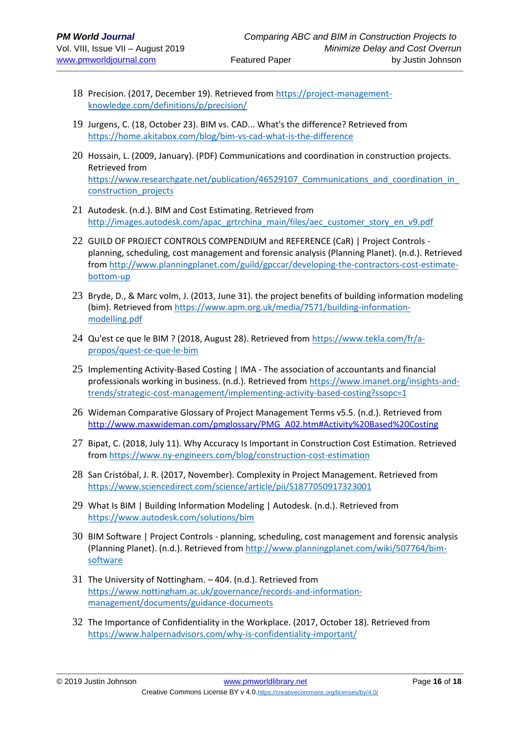18 Precision. (2017, December 19). Retrieved from https://project-management-knowledge.com/definitions/p/precision/

19 Jurgens, C. (18, October 23). BIM vs. CAD... What's the difference? Retrieved from https://home.akitabox.com/blog/bim-vs-cad-what-is-the-difference

20 Hossain, L. (2009, January). (PDF) Communications and coordination in construction projects. Retrieved from https://www.researchgate.net/publication/46529107_Communications_and_coordination_in_construction_projects

21 Autodesk. (n.d.). BIM and Cost Estimating. Retrieved from http://images.autodesk.com/apac_grtrchina_main/files/aec_customer_story_en_v9.pdf

22 GUILD OF PROJECT CONTROLS COMPENDIUM and REFERENCE (CaR) | Project Controls - planning, scheduling, cost management and forensic analysis (Planning Planet). (n.d.). Retrieved from http://www.planningplanet.com/guild/gpccar/developing-the-contractors-cost-estimate-bottom-up

23 Bryde, D., & Marc volm, J. (2013, June 31). the project benefits of building information modeling (bim). Retrieved from https://www.apm.org.uk/media/7571/building-information-modelling.pdf

24 Qu'est ce que le BIM ? (2018, August 28). Retrieved from https://www.tekla.com/fr/a-propos/quest-ce-que-le-bim

25 Implementing Activity-Based Costing | IMA - The association of accountants and financial professionals working in business. (n.d.). Retrieved from https://www.imanet.org/insights-and-trends/strategic-cost-management/implementing-activity-based-costing?ssopc=1

26 Wideman Comparative Glossary of Project Management Terms v5.5. (n.d.). Retrieved from http://www.maxwideman.com/pmglossary/PMG_A02.htm#Activity%20Based%20Costing

27 Bipat, C. (2018, July 11). Why Accuracy Is Important in Construction Cost Estimation. Retrieved from https://www.ny-engineers.com/blog/construction-cost-estimation

28 San Cristóbal, J. R. (2017, November). Complexity in Project Management. Retrieved from https://www.sciencedirect.com/science/article/pii/S1877050917323001

29 What Is BIM | Building Information Modeling | Autodesk. (n.d.). Retrieved from https://www.autodesk.com/solutions/bim

30 BIM Software | Project Controls - planning, scheduling, cost management and forensic analysis (Planning Planet). (n.d.). Retrieved from http://www.planningplanet.com/wiki/507764/bim-software

31 The University of Nottingham. – 404. (n.d.). Retrieved from https://www.nottingham.ac.uk/governance/records-and-information-management/documents/guidance-documents

32 The Importance of Confidentiality in the Workplace. (2017, October 18). Retrieved from https://www.halpernadvisors.com/why-is-confidentiality-important/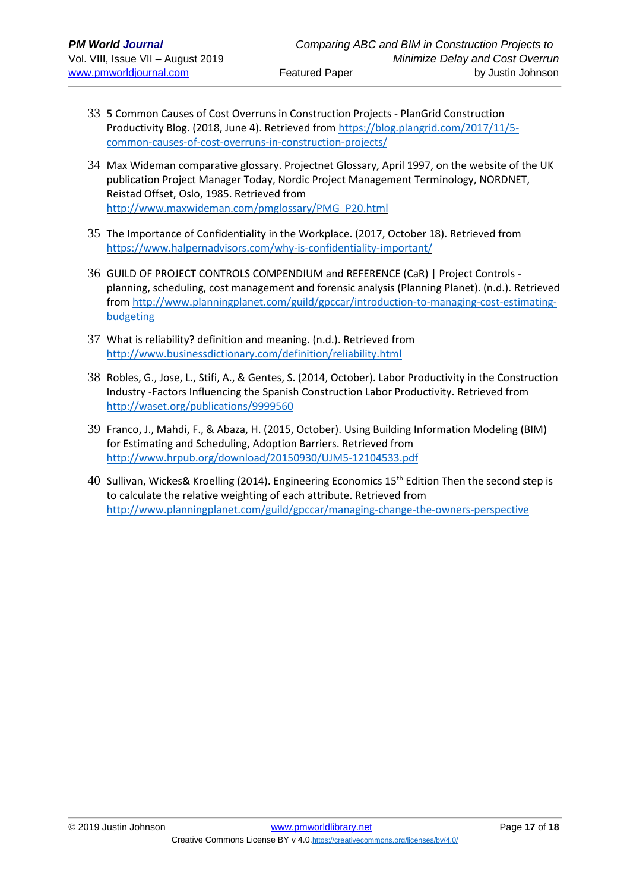33 5 Common Causes of Cost Overruns in Construction Projects - PlanGrid Construction Productivity Blog. (2018, June 4). Retrieved from https://blog.plangrid.com/2017/11/5-common-causes-of-cost-overruns-in-construction-projects/

34 Max Wideman comparative glossary. Projectnet Glossary, April 1997, on the website of the UK publication Project Manager Today, Nordic Project Management Terminology, NORDNET, Reistad Offset, Oslo, 1985. Retrieved from http://www.maxwideman.com/pmglossary/PMG_P20.html

35 The Importance of Confidentiality in the Workplace. (2017, October 18). Retrieved from https://www.halpernadvisors.com/why-is-confidentiality-important/

36 GUILD OF PROJECT CONTROLS COMPENDIUM and REFERENCE (CaR) | Project Controls - planning, scheduling, cost management and forensic analysis (Planning Planet). (n.d.). Retrieved from http://www.planningplanet.com/guild/gpccar/introduction-to-managing-cost-estimating-budgeting

37 What is reliability? definition and meaning. (n.d.). Retrieved from http://www.businessdictionary.com/definition/reliability.html

38 Robles, G., Jose, L., Stifi, A., & Gentes, S. (2014, October). Labor Productivity in the Construction Industry -Factors Influencing the Spanish Construction Labor Productivity. Retrieved from http://waset.org/publications/9999560

39 Franco, J., Mahdi, F., & Abaza, H. (2015, October). Using Building Information Modeling (BIM) for Estimating and Scheduling, Adoption Barriers. Retrieved from http://www.hrpub.org/download/20150930/UJM5-12104533.pdf

40 Sullivan, Wickes& Kroelling (2014). Engineering Economics 15th Edition Then the second step is to calculate the relative weighting of each attribute. Retrieved from http://www.planningplanet.com/guild/gpccar/managing-change-the-owners-perspective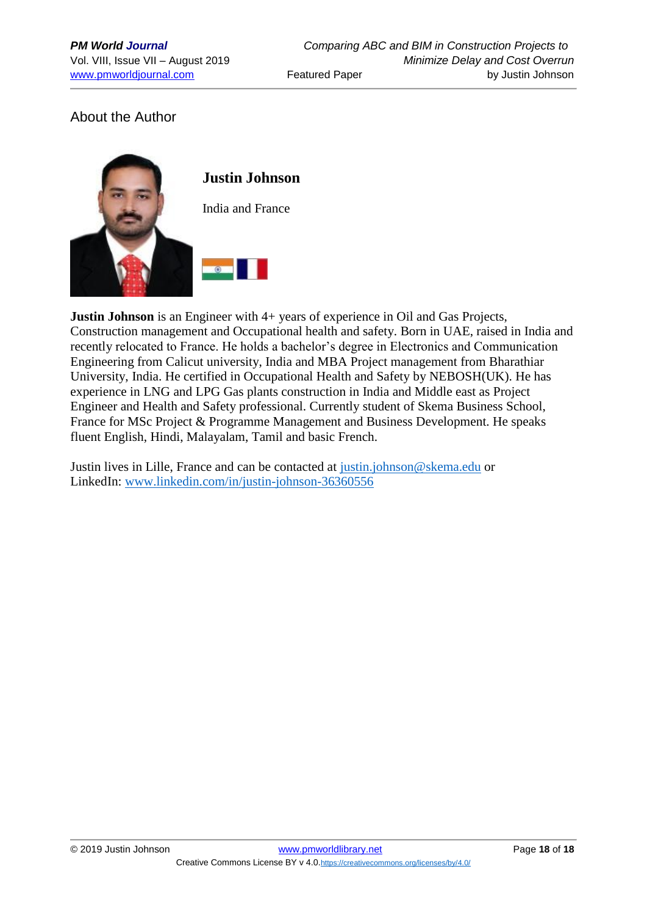## About the Author

**Justin Johnson**

India and France

**Justin Johnson** is an Engineer with 4+ years of experience in Oil and Gas Projects, Construction management and Occupational health and safety. Born in UAE, raised in India and recently relocated to France. He holds a bachelor's degree in Electronics and Communication Engineering from Calicut university, India and MBA Project management from Bharathiar University, India. He certified in Occupational Health and Safety by NEBOSH(UK). He has experience in LNG and LPG Gas plants construction in India and Middle east as Project Engineer and Health and Safety professional. Currently student of Skema Business School, France for MSc Project & Programme Management and Business Development. He speaks fluent English, Hindi, Malayalam, Tamil and basic French.

Justin lives in Lille, France and can be contacted at justin.johnson@skema.edu or LinkedIn: www.linkedin.com/in/justin-johnson-36360556